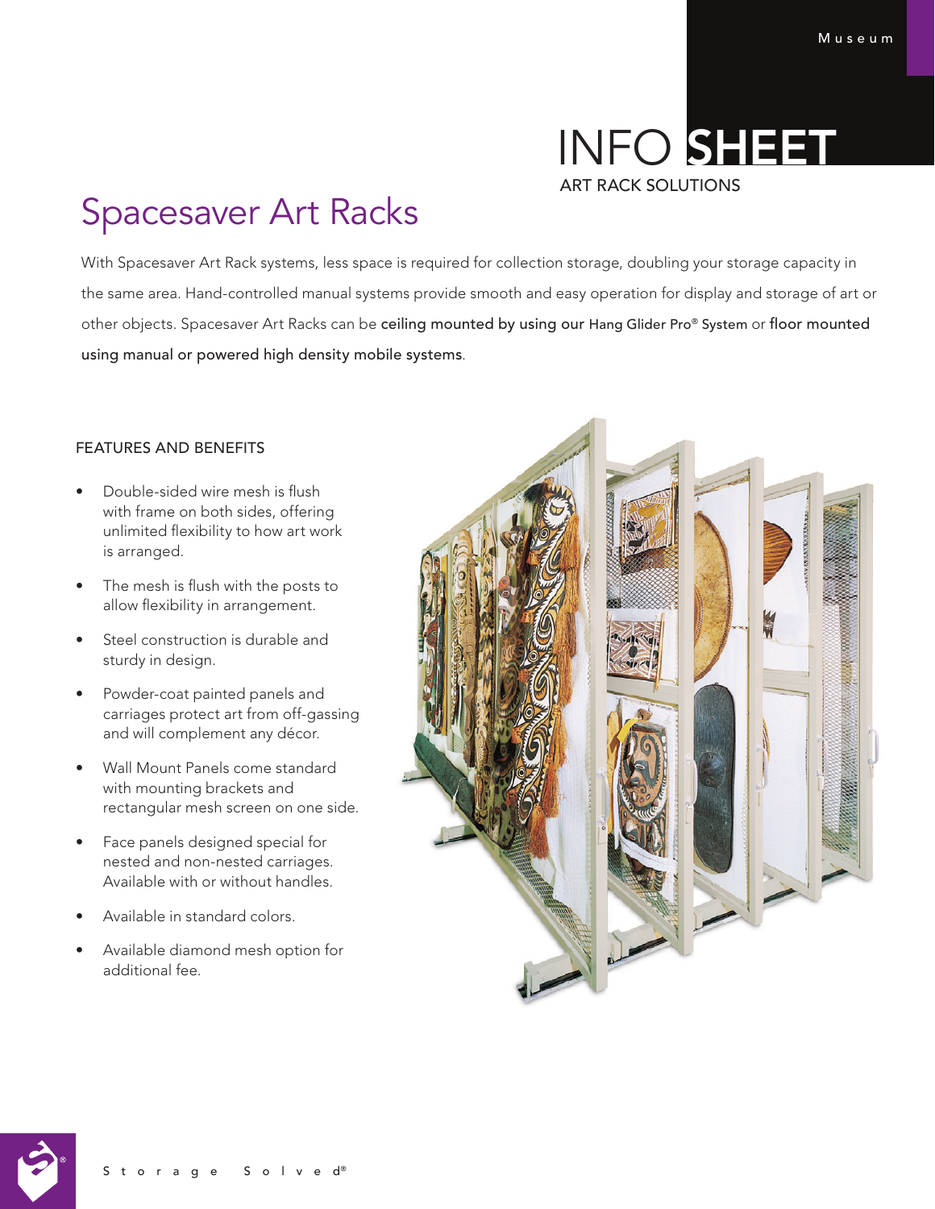Museum

# INFO SHEET

ART RACK SOLUTIONS

## Spacesaver Art Racks

With Spacesaver Art Rack systems, less space is required for collection storage, doubling your storage capacity in the same area. Hand-controlled manual systems provide smooth and easy operation for display and storage of art or other objects. Spacesaver Art Racks can be ceiling mounted by using our Hang Glider Pro® System or floor mounted using manual or powered high density mobile systems.

### FEATURES AND BENEFITS

- Double-sided wire mesh is flush with frame on both sides, offering unlimited flexibility to how art work is arranged.
- The mesh is flush with the posts to allow flexibility in arrangement.
- Steel construction is durable and sturdy in design.
- Powder-coat painted panels and carriages protect art from off-gassing and will complement any décor.
- Wall Mount Panels come standard with mounting brackets and rectangular mesh screen on one side.
- Face panels designed special for nested and non-nested carriages. Available with or without handles.
- Available in standard colors.
- Available diamond mesh option for additional fee.

Storage Solved®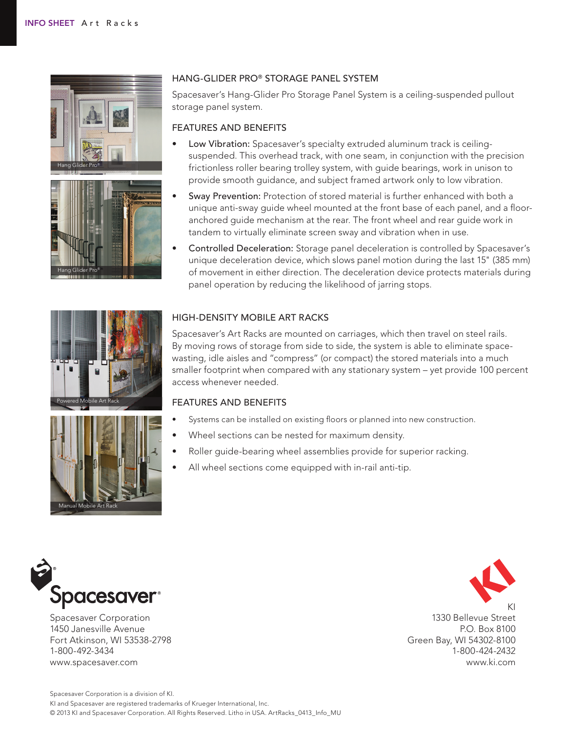## HANG-GLIDER PRO® STORAGE PANEL SYSTEM

Spacesaver's Hang-Glider Pro Storage Panel System is a ceiling-suspended pullout storage panel system.

### FEATURES AND BENEFITS

- Low Vibration: Spacesaver's specialty extruded aluminum track is ceiling-suspended. This overhead track, with one seam, in conjunction with the precision frictionless roller bearing trolley system, with guide bearings, work in unison to provide smooth guidance, and subject framed artwork only to low vibration.
- Sway Prevention: Protection of stored material is further enhanced with both a unique anti-sway guide wheel mounted at the front base of each panel, and a floor-anchored guide mechanism at the rear. The front wheel and rear guide work in tandem to virtually eliminate screen sway and vibration when in use.
- Controlled Deceleration: Storage panel deceleration is controlled by Spacesaver's unique deceleration device, which slows panel motion during the last 15" (385 mm) of movement in either direction. The deceleration device protects materials during panel operation by reducing the likelihood of jarring stops.

Hang Glider Pro®

Hang Glider Pro®

## HIGH-DENSITY MOBILE ART RACKS

Spacesaver's Art Racks are mounted on carriages, which then travel on steel rails. By moving rows of storage from side to side, the system is able to eliminate space-wasting, idle aisles and "compress" (or compact) the stored materials into a much smaller footprint when compared with any stationary system – yet provide 100 percent access whenever needed.

### FEATURES AND BENEFITS

- Systems can be installed on existing floors or planned into new construction.
- Wheel sections can be nested for maximum density.
- Roller guide-bearing wheel assemblies provide for superior racking.
- All wheel sections come equipped with in-rail anti-tip.

Powered Mobile Art Rack

Manual Mobile Art Rack

Spacesaver Corporation
1450 Janesville Avenue
Fort Atkinson, WI 53538-2798
1-800-492-3434
www.spacesaver.com

KI
1330 Bellevue Street
P.O. Box 8100
Green Bay, WI 54302-8100
1-800-424-2432
www.ki.com

Spacesaver Corporation is a division of KI.
KI and Spacesaver are registered trademarks of Krueger International, Inc.
© 2013 KI and Spacesaver Corporation. All Rights Reserved. Litho in USA. ArtRacks_0413_Info_MU